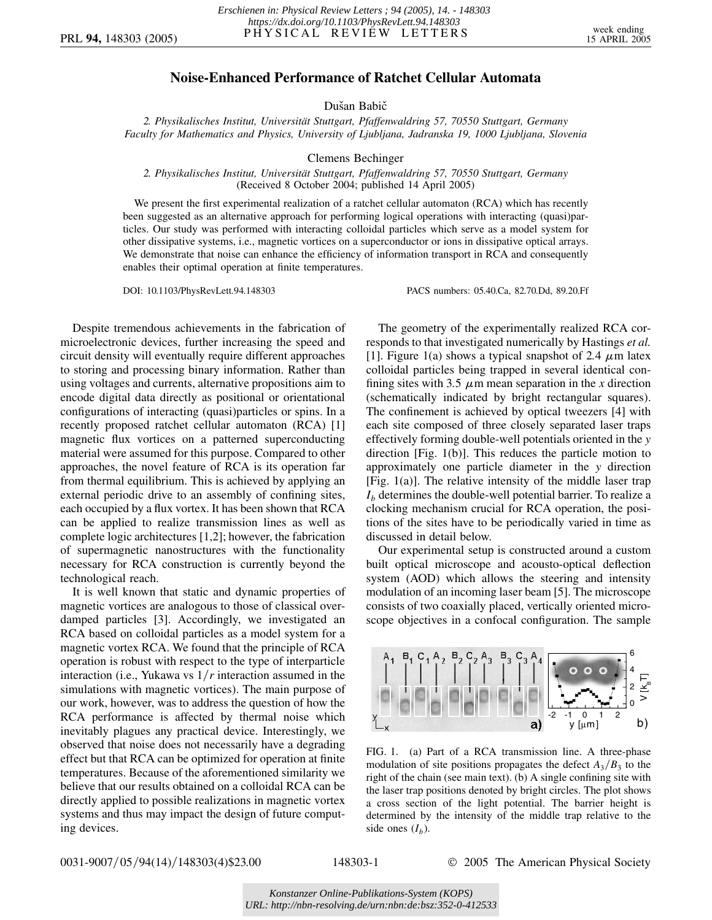# Noise-Enhanced Performance of Ratchet Cellular Automata

Dušan Babič

*2. Physikalisches Institut, Universität Stuttgart, Pfaffenwaldring 57, 70550 Stuttgart, Germany*
*Faculty for Mathematics and Physics, University of Ljubljana, Jadranska 19, 1000 Ljubljana, Slovenia*

Clemens Bechinger

*2. Physikalisches Institut, Universität Stuttgart, Pfaffenwaldring 57, 70550 Stuttgart, Germany*
(Received 8 October 2004; published 14 April 2005)

We present the first experimental realization of a ratchet cellular automaton (RCA) which has recently been suggested as an alternative approach for performing logical operations with interacting (quasi)particles. Our study was performed with interacting colloidal particles which serve as a model system for other dissipative systems, i.e., magnetic vortices on a superconductor or ions in dissipative optical arrays. We demonstrate that noise can enhance the efficiency of information transport in RCA and consequently enables their optimal operation at finite temperatures.

DOI: 10.1103/PhysRevLett.94.148303 PACS numbers: 05.40.Ca, 82.70.Dd, 89.20.Ff

Despite tremendous achievements in the fabrication of microelectronic devices, further increasing the speed and circuit density will eventually require different approaches to storing and processing binary information. Rather than using voltages and currents, alternative propositions aim to encode digital data directly as positional or orientational configurations of interacting (quasi)particles or spins. In a recently proposed ratchet cellular automaton (RCA) [1] magnetic flux vortices on a patterned superconducting material were assumed for this purpose. Compared to other approaches, the novel feature of RCA is its operation far from thermal equilibrium. This is achieved by applying an external periodic drive to an assembly of confining sites, each occupied by a flux vortex. It has been shown that RCA can be applied to realize transmission lines as well as complete logic architectures [1,2]; however, the fabrication of supermagnetic nanostructures with the functionality necessary for RCA construction is currently beyond the technological reach.

It is well known that static and dynamic properties of magnetic vortices are analogous to those of classical overdamped particles [3]. Accordingly, we investigated an RCA based on colloidal particles as a model system for a magnetic vortex RCA. We found that the principle of RCA operation is robust with respect to the type of interparticle interaction (i.e., Yukawa vs $1/r$ interaction assumed in the simulations with magnetic vortices). The main purpose of our work, however, was to address the question of how the RCA performance is affected by thermal noise which inevitably plagues any practical device. Interestingly, we observed that noise does not necessarily have a degrading effect but that RCA can be optimized for operation at finite temperatures. Because of the aforementioned similarity we believe that our results obtained on a colloidal RCA can be directly applied to possible realizations in magnetic vortex systems and thus may impact the design of future computing devices.

The geometry of the experimentally realized RCA corresponds to that investigated numerically by Hastings *et al.* [1]. Figure 1(a) shows a typical snapshot of 2.4 $\mu$m latex colloidal particles being trapped in several identical confining sites with 3.5 $\mu$m mean separation in the $x$ direction (schematically indicated by bright rectangular squares). The confinement is achieved by optical tweezers [4] with each site composed of three closely separated laser traps effectively forming double-well potentials oriented in the $y$ direction [Fig. 1(b)]. This reduces the particle motion to approximately one particle diameter in the $y$ direction [Fig. 1(a)]. The relative intensity of the middle laser trap $I_b$ determines the double-well potential barrier. To realize a clocking mechanism crucial for RCA operation, the positions of the sites have to be periodically varied in time as discussed in detail below.

Our experimental setup is constructed around a custom built optical microscope and acousto-optical deflection system (AOD) which allows the steering and intensity modulation of an incoming laser beam [5]. The microscope consists of two coaxially placed, vertically oriented microscope objectives in a confocal configuration. The sample

FIG. 1. (a) Part of a RCA transmission line. A three-phase modulation of site positions propagates the defect $A_3/B_3$ to the right of the chain (see main text). (b) A single confining site with the laser trap positions denoted by bright circles. The plot shows a cross section of the light potential. The barrier height is determined by the intensity of the middle trap relative to the side ones ($I_b$).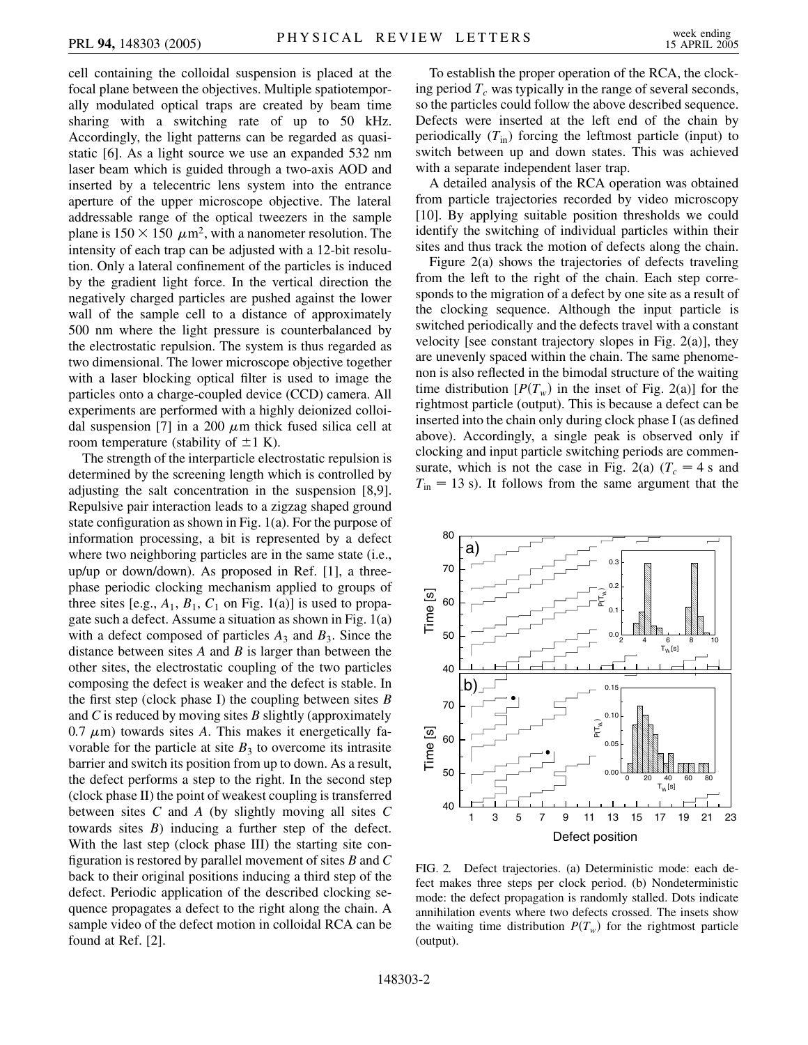cell containing the colloidal suspension is placed at the focal plane between the objectives. Multiple spatiotemporally modulated optical traps are created by beam time sharing with a switching rate of up to 50 kHz. Accordingly, the light patterns can be regarded as quasistatic [6]. As a light source we use an expanded 532 nm laser beam which is guided through a two-axis AOD and inserted by a telecentric lens system into the entrance aperture of the upper microscope objective. The lateral addressable range of the optical tweezers in the sample plane is $150 \times 150\ \mu\text{m}^2$, with a nanometer resolution. The intensity of each trap can be adjusted with a 12-bit resolution. Only a lateral confinement of the particles is induced by the gradient light force. In the vertical direction the negatively charged particles are pushed against the lower wall of the sample cell to a distance of approximately 500 nm where the light pressure is counterbalanced by the electrostatic repulsion. The system is thus regarded as two dimensional. The lower microscope objective together with a laser blocking optical filter is used to image the particles onto a charge-coupled device (CCD) camera. All experiments are performed with a highly deionized colloidal suspension [7] in a 200 $\mu$m thick fused silica cell at room temperature (stability of $\pm 1$ K).

The strength of the interparticle electrostatic repulsion is determined by the screening length which is controlled by adjusting the salt concentration in the suspension [8,9]. Repulsive pair interaction leads to a zigzag shaped ground state configuration as shown in Fig. 1(a). For the purpose of information processing, a bit is represented by a defect where two neighboring particles are in the same state (i.e., up/up or down/down). As proposed in Ref. [1], a three-phase periodic clocking mechanism applied to groups of three sites [e.g., $A_1$, $B_1$, $C_1$ on Fig. 1(a)] is used to propagate such a defect. Assume a situation as shown in Fig. 1(a) with a defect composed of particles $A_3$ and $B_3$. Since the distance between sites $A$ and $B$ is larger than between the other sites, the electrostatic coupling of the two particles composing the defect is weaker and the defect is stable. In the first step (clock phase I) the coupling between sites $B$ and $C$ is reduced by moving sites $B$ slightly (approximately $0.7\ \mu$m) towards sites $A$. This makes it energetically favorable for the particle at site $B_3$ to overcome its intrasite barrier and switch its position from up to down. As a result, the defect performs a step to the right. In the second step (clock phase II) the point of weakest coupling is transferred between sites $C$ and $A$ (by slightly moving all sites $C$ towards sites $B$) inducing a further step of the defect. With the last step (clock phase III) the starting site configuration is restored by parallel movement of sites $B$ and $C$ back to their original positions inducing a third step of the defect. Periodic application of the described clocking sequence propagates a defect to the right along the chain. A sample video of the defect motion in colloidal RCA can be found at Ref. [2].

To establish the proper operation of the RCA, the clocking period $T_c$ was typically in the range of several seconds, so the particles could follow the above described sequence. Defects were inserted at the left end of the chain by periodically ($T_{\text{in}}$) forcing the leftmost particle (input) to switch between up and down states. This was achieved with a separate independent laser trap.

A detailed analysis of the RCA operation was obtained from particle trajectories recorded by video microscopy [10]. By applying suitable position thresholds we could identify the switching of individual particles within their sites and thus track the motion of defects along the chain.

Figure 2(a) shows the trajectories of defects traveling from the left to the right of the chain. Each step corresponds to the migration of a defect by one site as a result of the clocking sequence. Although the input particle is switched periodically and the defects travel with a constant velocity [see constant trajectory slopes in Fig. 2(a)], they are unevenly spaced within the chain. The same phenomenon is also reflected in the bimodal structure of the waiting time distribution [$P(T_w)$ in the inset of Fig. 2(a)] for the rightmost particle (output). This is because a defect can be inserted into the chain only during clock phase I (as defined above). Accordingly, a single peak is observed only if clocking and input particle switching periods are commensurate, which is not the case in Fig. 2(a) ($T_c = 4$ s and $T_{\text{in}} = 13$ s). It follows from the same argument that the

FIG. 2. Defect trajectories. (a) Deterministic mode: each defect makes three steps per clock period. (b) Nondeterministic mode: the defect propagation is randomly stalled. Dots indicate annihilation events where two defects crossed. The insets show the waiting time distribution $P(T_w)$ for the rightmost particle (output).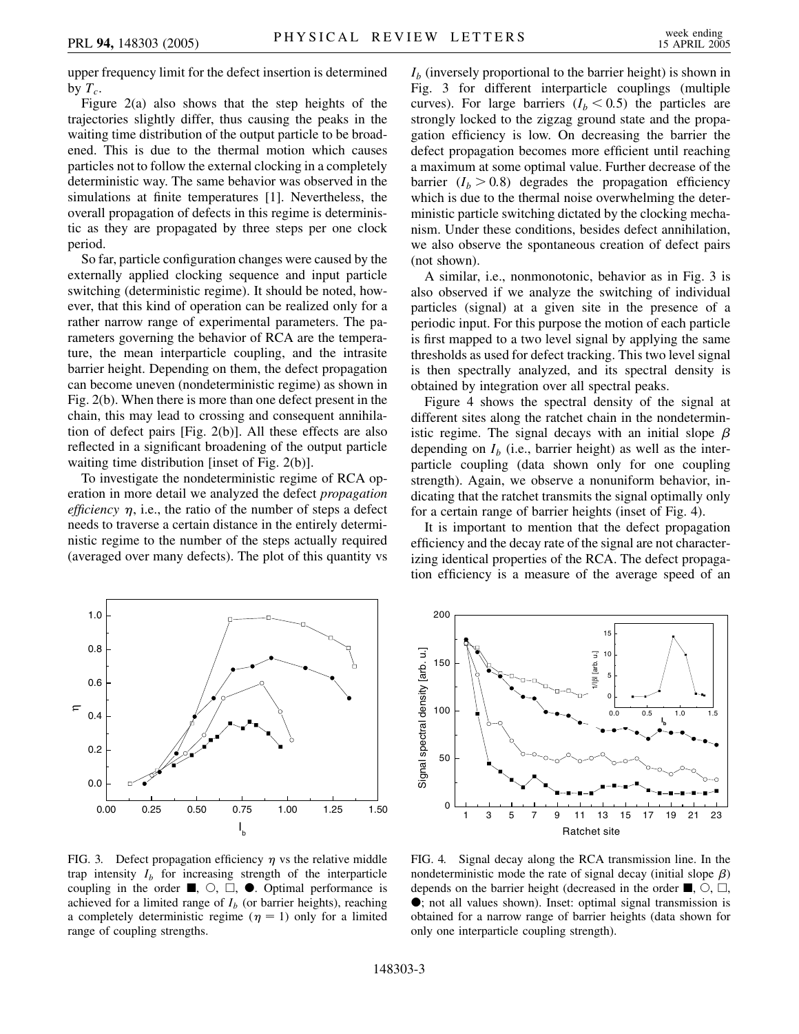upper frequency limit for the defect insertion is determined by $T_c$.

Figure 2(a) also shows that the step heights of the trajectories slightly differ, thus causing the peaks in the waiting time distribution of the output particle to be broadened. This is due to the thermal motion which causes particles not to follow the external clocking in a completely deterministic way. The same behavior was observed in the simulations at finite temperatures [1]. Nevertheless, the overall propagation of defects in this regime is deterministic as they are propagated by three steps per one clock period.

So far, particle configuration changes were caused by the externally applied clocking sequence and input particle switching (deterministic regime). It should be noted, however, that this kind of operation can be realized only for a rather narrow range of experimental parameters. The parameters governing the behavior of RCA are the temperature, the mean interparticle coupling, and the intrasite barrier height. Depending on them, the defect propagation can become uneven (nondeterministic regime) as shown in Fig. 2(b). When there is more than one defect present in the chain, this may lead to crossing and consequent annihilation of defect pairs [Fig. 2(b)]. All these effects are also reflected in a significant broadening of the output particle waiting time distribution [inset of Fig. 2(b)].

To investigate the nondeterministic regime of RCA operation in more detail we analyzed the defect *propagation efficiency* $\eta$, i.e., the ratio of the number of steps a defect needs to traverse a certain distance in the entirely deterministic regime to the number of the steps actually required (averaged over many defects). The plot of this quantity vs $I_b$ (inversely proportional to the barrier height) is shown in Fig. 3 for different interparticle couplings (multiple curves). For large barriers ($I_b < 0.5$) the particles are strongly locked to the zigzag ground state and the propagation efficiency is low. On decreasing the barrier the defect propagation becomes more efficient until reaching a maximum at some optimal value. Further decrease of the barrier ($I_b > 0.8$) degrades the propagation efficiency which is due to the thermal noise overwhelming the deterministic particle switching dictated by the clocking mechanism. Under these conditions, besides defect annihilation, we also observe the spontaneous creation of defect pairs (not shown).

A similar, i.e., nonmonotonic, behavior as in Fig. 3 is also observed if we analyze the switching of individual particles (signal) at a given site in the presence of a periodic input. For this purpose the motion of each particle is first mapped to a two level signal by applying the same thresholds as used for defect tracking. This two level signal is then spectrally analyzed, and its spectral density is obtained by integration over all spectral peaks.

Figure 4 shows the spectral density of the signal at different sites along the ratchet chain in the nondeterministic regime. The signal decays with an initial slope $\beta$ depending on $I_b$ (i.e., barrier height) as well as the interparticle coupling (data shown only for one coupling strength). Again, we observe a nonuniform behavior, indicating that the ratchet transmits the signal optimally only for a certain range of barrier heights (inset of Fig. 4).

It is important to mention that the defect propagation efficiency and the decay rate of the signal are not characterizing identical properties of the RCA. The defect propagation efficiency is a measure of the average speed of an

FIG. 3. Defect propagation efficiency $\eta$ vs the relative middle trap intensity $I_b$ for increasing strength of the interparticle coupling in the order ■, ○, □, ●. Optimal performance is achieved for a limited range of $I_b$ (or barrier heights), reaching a completely deterministic regime ($\eta = 1$) only for a limited range of coupling strengths.

FIG. 4. Signal decay along the RCA transmission line. In the nondeterministic mode the rate of signal decay (initial slope $\beta$) depends on the barrier height (decreased in the order ■, ○, □, ●; not all values shown). Inset: optimal signal transmission is obtained for a narrow range of barrier heights (data shown for only one interparticle coupling strength).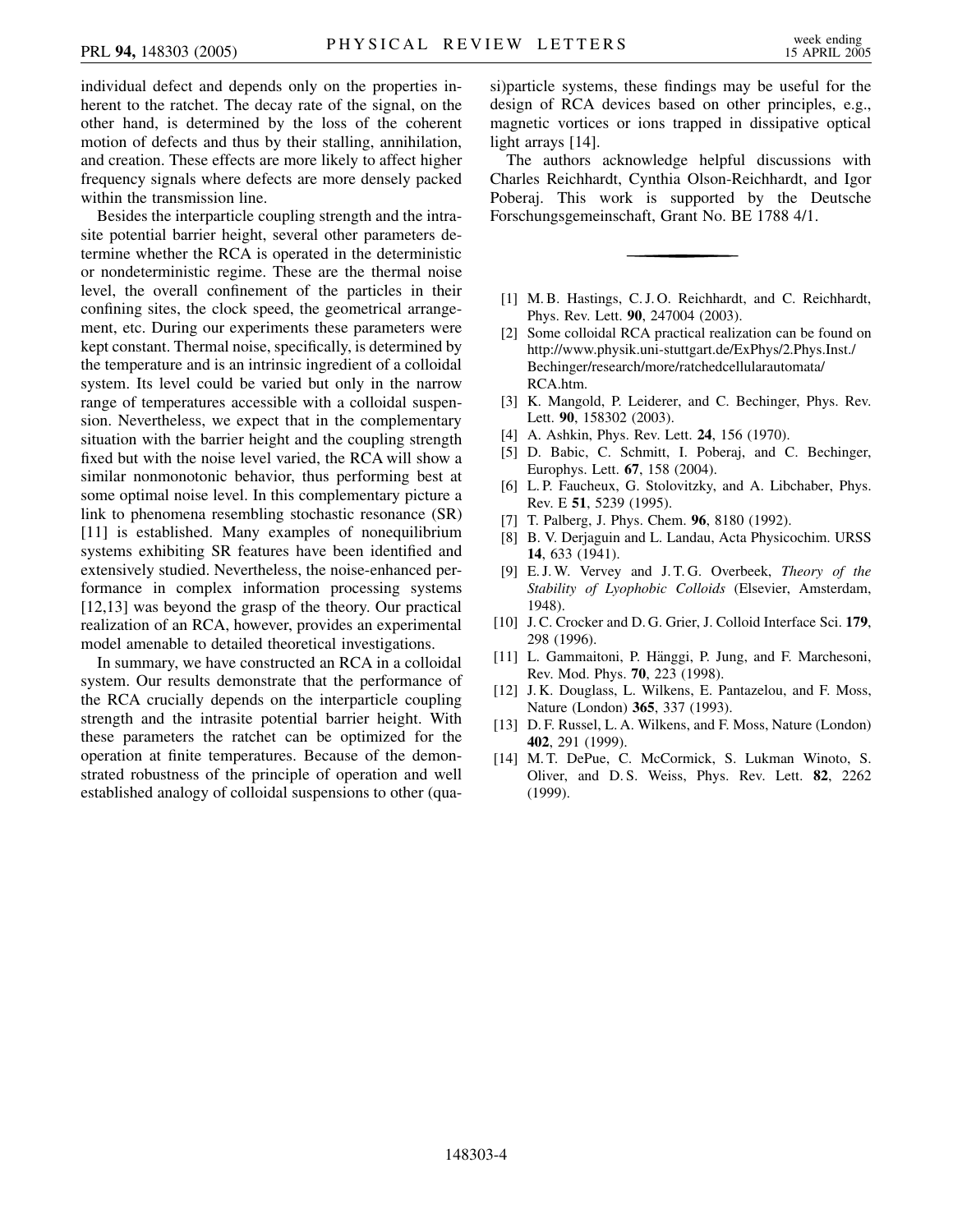individual defect and depends only on the properties inherent to the ratchet. The decay rate of the signal, on the other hand, is determined by the loss of the coherent motion of defects and thus by their stalling, annihilation, and creation. These effects are more likely to affect higher frequency signals where defects are more densely packed within the transmission line.

Besides the interparticle coupling strength and the intrasite potential barrier height, several other parameters determine whether the RCA is operated in the deterministic or nondeterministic regime. These are the thermal noise level, the overall confinement of the particles in their confining sites, the clock speed, the geometrical arrangement, etc. During our experiments these parameters were kept constant. Thermal noise, specifically, is determined by the temperature and is an intrinsic ingredient of a colloidal system. Its level could be varied but only in the narrow range of temperatures accessible with a colloidal suspension. Nevertheless, we expect that in the complementary situation with the barrier height and the coupling strength fixed but with the noise level varied, the RCA will show a similar nonmonotonic behavior, thus performing best at some optimal noise level. In this complementary picture a link to phenomena resembling stochastic resonance (SR) [11] is established. Many examples of nonequilibrium systems exhibiting SR features have been identified and extensively studied. Nevertheless, the noise-enhanced performance in complex information processing systems [12,13] was beyond the grasp of the theory. Our practical realization of an RCA, however, provides an experimental model amenable to detailed theoretical investigations.

In summary, we have constructed an RCA in a colloidal system. Our results demonstrate that the performance of the RCA crucially depends on the interparticle coupling strength and the intrasite potential barrier height. With these parameters the ratchet can be optimized for the operation at finite temperatures. Because of the demonstrated robustness of the principle of operation and well established analogy of colloidal suspensions to other (quasi)particle systems, these findings may be useful for the design of RCA devices based on other principles, e.g., magnetic vortices or ions trapped in dissipative optical light arrays [14].

The authors acknowledge helpful discussions with Charles Reichhardt, Cynthia Olson-Reichhardt, and Igor Poberaj. This work is supported by the Deutsche Forschungsgemeinschaft, Grant No. BE 1788 4/1.

---

[1] M. B. Hastings, C. J. O. Reichhardt, and C. Reichhardt, Phys. Rev. Lett. **90**, 247004 (2003).

[2] Some colloidal RCA practical realization can be found on http://www.physik.uni-stuttgart.de/ExPhys/2.Phys.Inst./Bechinger/research/more/ratchedcellularautomata/RCA.htm.

[3] K. Mangold, P. Leiderer, and C. Bechinger, Phys. Rev. Lett. **90**, 158302 (2003).

[4] A. Ashkin, Phys. Rev. Lett. **24**, 156 (1970).

[5] D. Babic, C. Schmitt, I. Poberaj, and C. Bechinger, Europhys. Lett. **67**, 158 (2004).

[6] L. P. Faucheux, G. Stolovitzky, and A. Libchaber, Phys. Rev. E **51**, 5239 (1995).

[7] T. Palberg, J. Phys. Chem. **96**, 8180 (1992).

[8] B. V. Derjaguin and L. Landau, Acta Physicochim. URSS **14**, 633 (1941).

[9] E. J. W. Vervey and J. T. G. Overbeek, *Theory of the Stability of Lyophobic Colloids* (Elsevier, Amsterdam, 1948).

[10] J. C. Crocker and D. G. Grier, J. Colloid Interface Sci. **179**, 298 (1996).

[11] L. Gammaitoni, P. Hänggi, P. Jung, and F. Marchesoni, Rev. Mod. Phys. **70**, 223 (1998).

[12] J. K. Douglass, L. Wilkens, E. Pantazelou, and F. Moss, Nature (London) **365**, 337 (1993).

[13] D. F. Russel, L. A. Wilkens, and F. Moss, Nature (London) **402**, 291 (1999).

[14] M. T. DePue, C. McCormick, S. Lukman Winoto, S. Oliver, and D. S. Weiss, Phys. Rev. Lett. **82**, 2262 (1999).